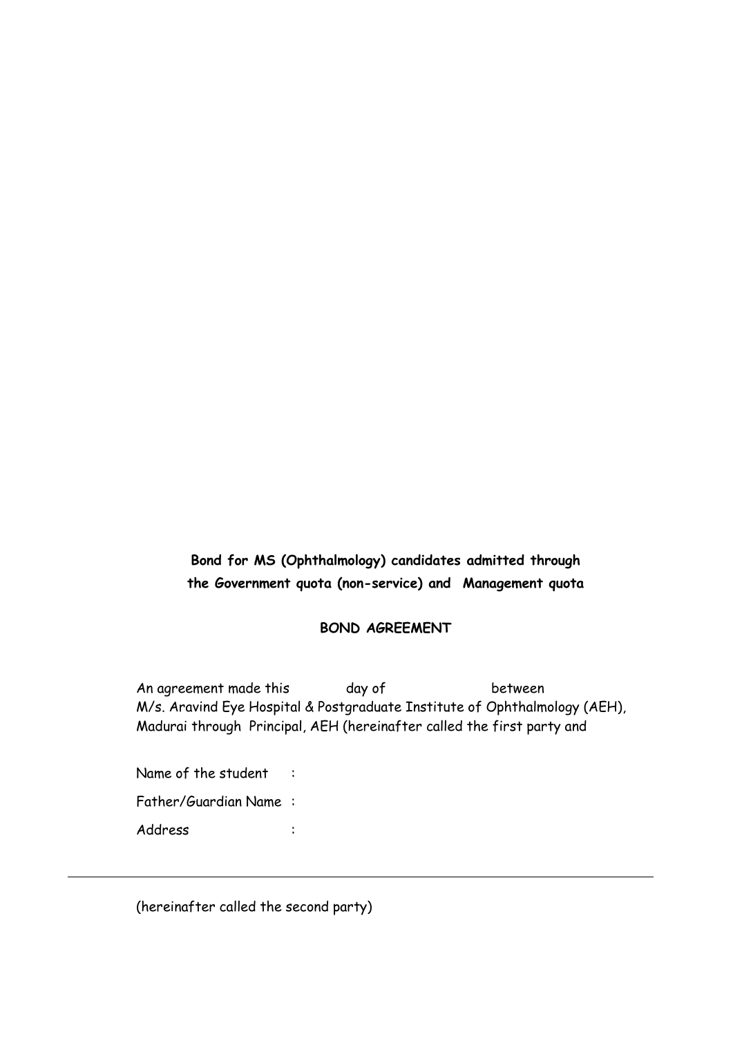**Bond for MS (Ophthalmology) candidates admitted through the Government quota (non-service) and Management quota**

**BOND AGREEMENT**

An agreement made this day of between M/s. Aravind Eye Hospital & Postgraduate Institute of Ophthalmology (AEH), Madurai through Principal, AEH (hereinafter called the first party and

Name of the student :

Father/Guardian Name :

Address :

---

(hereinafter called the second party)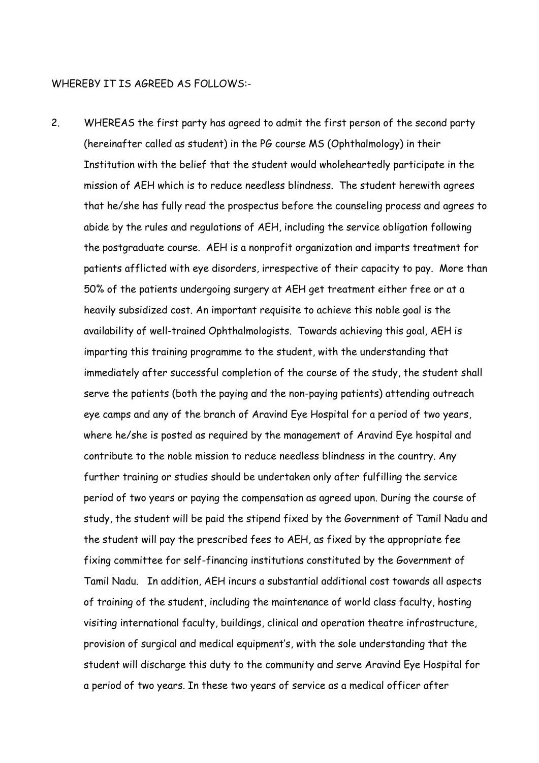WHEREBY IT IS AGREED AS FOLLOWS:-

2. WHEREAS the first party has agreed to admit the first person of the second party (hereinafter called as student) in the PG course MS (Ophthalmology) in their Institution with the belief that the student would wholeheartedly participate in the mission of AEH which is to reduce needless blindness. The student herewith agrees that he/she has fully read the prospectus before the counseling process and agrees to abide by the rules and regulations of AEH, including the service obligation following the postgraduate course. AEH is a nonprofit organization and imparts treatment for patients afflicted with eye disorders, irrespective of their capacity to pay. More than 50% of the patients undergoing surgery at AEH get treatment either free or at a heavily subsidized cost. An important requisite to achieve this noble goal is the availability of well-trained Ophthalmologists. Towards achieving this goal, AEH is imparting this training programme to the student, with the understanding that immediately after successful completion of the course of the study, the student shall serve the patients (both the paying and the non-paying patients) attending outreach eye camps and any of the branch of Aravind Eye Hospital for a period of two years, where he/she is posted as required by the management of Aravind Eye hospital and contribute to the noble mission to reduce needless blindness in the country. Any further training or studies should be undertaken only after fulfilling the service period of two years or paying the compensation as agreed upon. During the course of study, the student will be paid the stipend fixed by the Government of Tamil Nadu and the student will pay the prescribed fees to AEH, as fixed by the appropriate fee fixing committee for self-financing institutions constituted by the Government of Tamil Nadu. In addition, AEH incurs a substantial additional cost towards all aspects of training of the student, including the maintenance of world class faculty, hosting visiting international faculty, buildings, clinical and operation theatre infrastructure, provision of surgical and medical equipment's, with the sole understanding that the student will discharge this duty to the community and serve Aravind Eye Hospital for a period of two years. In these two years of service as a medical officer after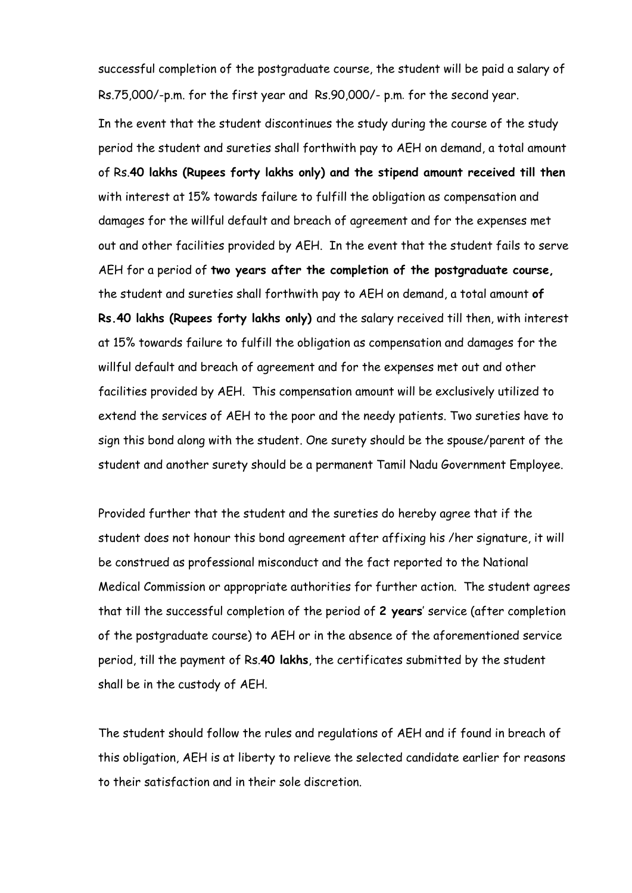successful completion of the postgraduate course, the student will be paid a salary of Rs.75,000/-p.m. for the first year and Rs.90,000/- p.m. for the second year.

In the event that the student discontinues the study during the course of the study period the student and sureties shall forthwith pay to AEH on demand, a total amount of Rs.**40 lakhs (Rupees forty lakhs only) and the stipend amount received till then** with interest at 15% towards failure to fulfill the obligation as compensation and damages for the willful default and breach of agreement and for the expenses met out and other facilities provided by AEH. In the event that the student fails to serve AEH for a period of **two years after the completion of the postgraduate course,** the student and sureties shall forthwith pay to AEH on demand, a total amount **of Rs.40 lakhs (Rupees forty lakhs only)** and the salary received till then, with interest at 15% towards failure to fulfill the obligation as compensation and damages for the willful default and breach of agreement and for the expenses met out and other facilities provided by AEH. This compensation amount will be exclusively utilized to extend the services of AEH to the poor and the needy patients. Two sureties have to sign this bond along with the student. One surety should be the spouse/parent of the student and another surety should be a permanent Tamil Nadu Government Employee.

Provided further that the student and the sureties do hereby agree that if the student does not honour this bond agreement after affixing his /her signature, it will be construed as professional misconduct and the fact reported to the National Medical Commission or appropriate authorities for further action. The student agrees that till the successful completion of the period of **2 years**' service (after completion of the postgraduate course) to AEH or in the absence of the aforementioned service period, till the payment of Rs.**40 lakhs**, the certificates submitted by the student shall be in the custody of AEH.

The student should follow the rules and regulations of AEH and if found in breach of this obligation, AEH is at liberty to relieve the selected candidate earlier for reasons to their satisfaction and in their sole discretion.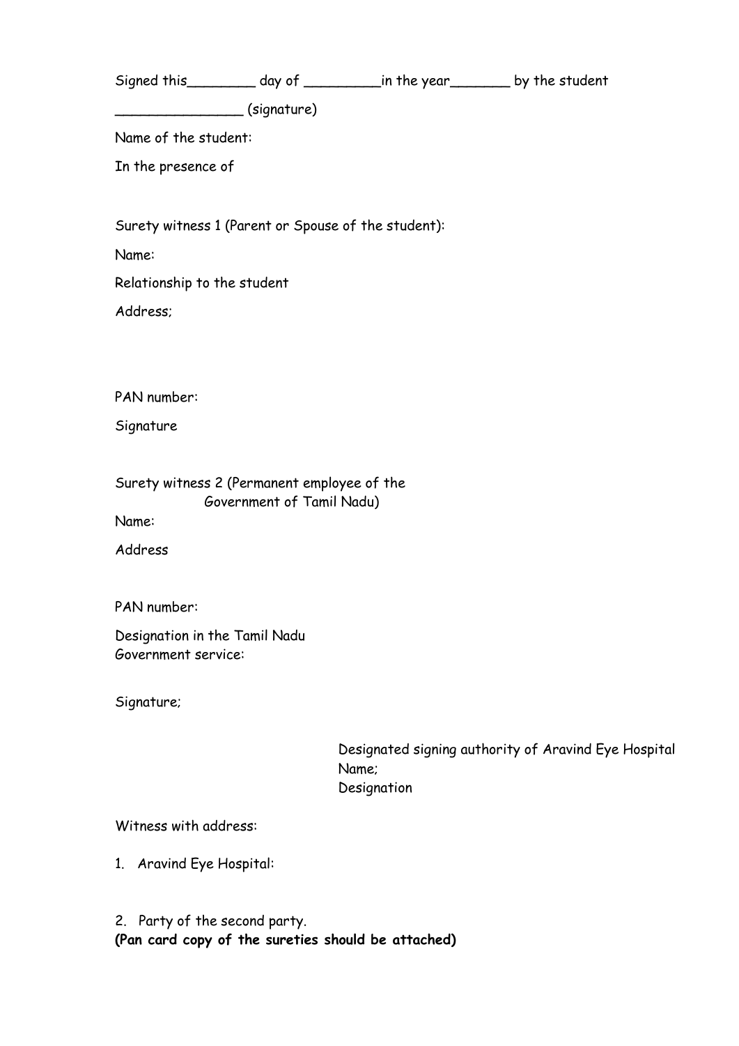Signed this________ day of _________in the year_______ by the student

_______________ (signature)

Name of the student:

In the presence of

Surety witness 1 (Parent or Spouse of the student):

Name:

Relationship to the student

Address;

PAN number:

Signature

Surety witness 2 (Permanent employee of the Government of Tamil Nadu)

Name:

Address

PAN number:

Designation in the Tamil Nadu Government service:

Signature;

Designated signing authority of Aravind Eye Hospital
Name;
Designation

Witness with address:

1. Aravind Eye Hospital:

2. Party of the second party.

**(Pan card copy of the sureties should be attached)**